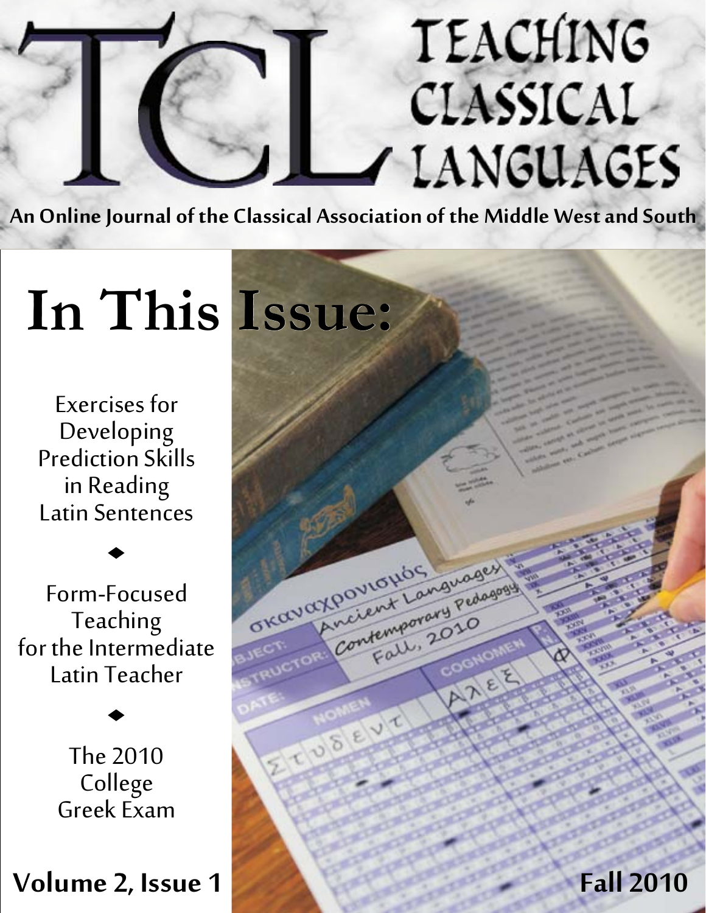# TCL TEACHING CLASSICAL LANGUAGES

An Online Journal of the Classical Association of the Middle West and South

## In This Issue:

Exercises for Developing Prediction Skills in Reading Latin Sentences

◆

Form-Focused Teaching for the Intermediate Latin Teacher

◆

The 2010 College Greek Exam

**Volume 2, Issue 1**

**Fall 2010**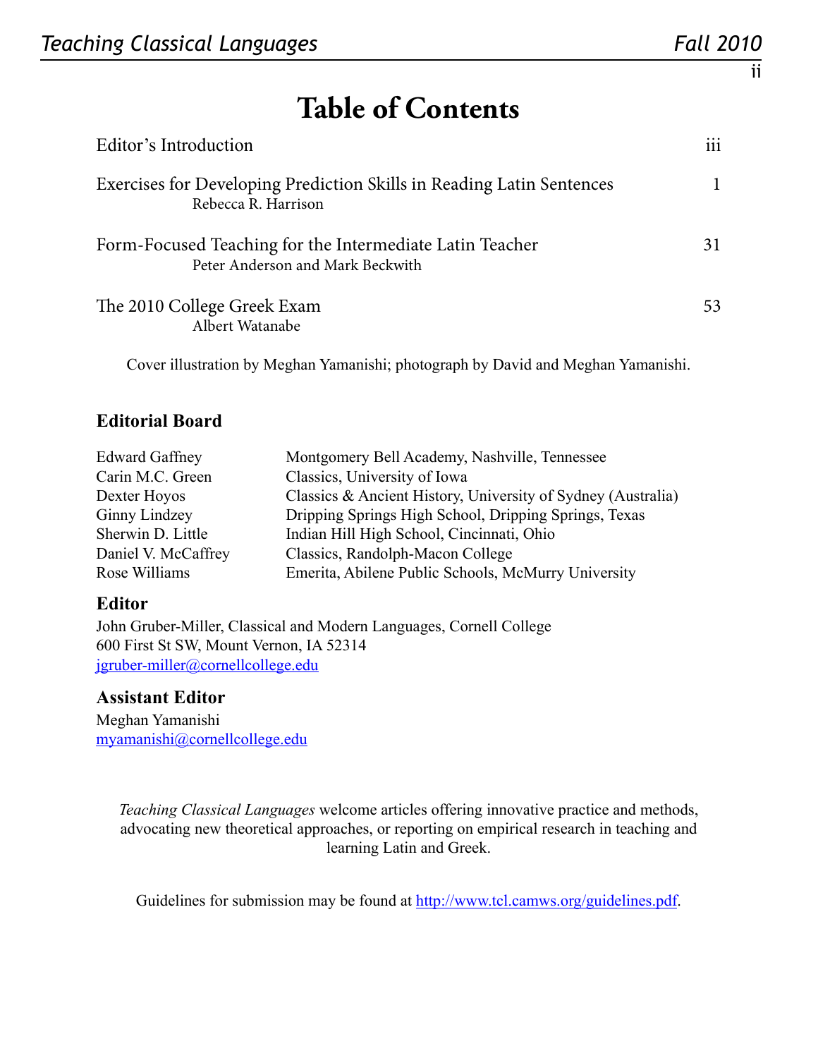# Table of Contents

| | |
|---|---|
| Editor's Introduction | iii |
| Exercises for Developing Prediction Skills in Reading Latin Sentences<br>Rebecca R. Harrison | 1 |
| Form-Focused Teaching for the Intermediate Latin Teacher<br>Peter Anderson and Mark Beckwith | 31 |
| The 2010 College Greek Exam<br>Albert Watanabe | 53 |

Cover illustration by Meghan Yamanishi; photograph by David and Meghan Yamanishi.

## Editorial Board

| | |
|---|---|
| Edward Gaffney | Montgomery Bell Academy, Nashville, Tennessee |
| Carin M.C. Green | Classics, University of Iowa |
| Dexter Hoyos | Classics & Ancient History, University of Sydney (Australia) |
| Ginny Lindzey | Dripping Springs High School, Dripping Springs, Texas |
| Sherwin D. Little | Indian Hill High School, Cincinnati, Ohio |
| Daniel V. McCaffrey | Classics, Randolph-Macon College |
| Rose Williams | Emerita, Abilene Public Schools, McMurry University |

## Editor

John Gruber-Miller, Classical and Modern Languages, Cornell College
600 First St SW, Mount Vernon, IA 52314
jgruber-miller@cornellcollege.edu

## Assistant Editor

Meghan Yamanishi
myamanishi@cornellcollege.edu

*Teaching Classical Languages* welcome articles offering innovative practice and methods, advocating new theoretical approaches, or reporting on empirical research in teaching and learning Latin and Greek.

Guidelines for submission may be found at http://www.tcl.camws.org/guidelines.pdf.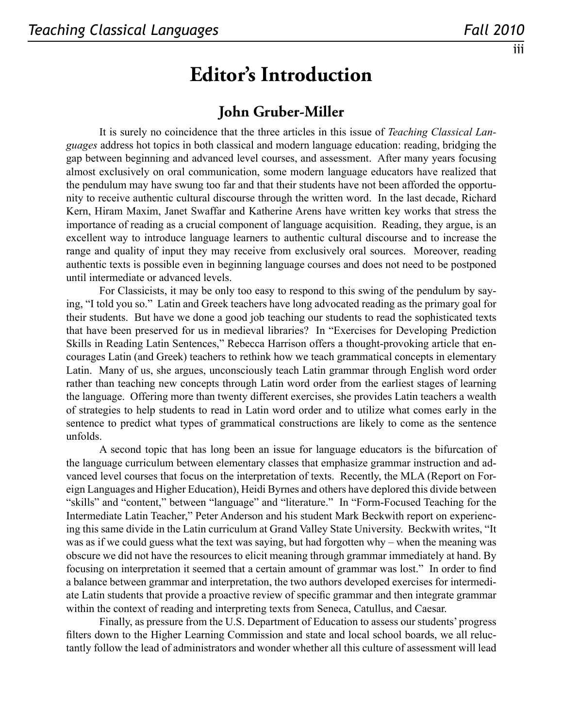# Editor's Introduction

## John Gruber-Miller

It is surely no coincidence that the three articles in this issue of *Teaching Classical Languages* address hot topics in both classical and modern language education: reading, bridging the gap between beginning and advanced level courses, and assessment. After many years focusing almost exclusively on oral communication, some modern language educators have realized that the pendulum may have swung too far and that their students have not been afforded the opportunity to receive authentic cultural discourse through the written word. In the last decade, Richard Kern, Hiram Maxim, Janet Swaffar and Katherine Arens have written key works that stress the importance of reading as a crucial component of language acquisition. Reading, they argue, is an excellent way to introduce language learners to authentic cultural discourse and to increase the range and quality of input they may receive from exclusively oral sources. Moreover, reading authentic texts is possible even in beginning language courses and does not need to be postponed until intermediate or advanced levels.

For Classicists, it may be only too easy to respond to this swing of the pendulum by saying, "I told you so." Latin and Greek teachers have long advocated reading as the primary goal for their students. But have we done a good job teaching our students to read the sophisticated texts that have been preserved for us in medieval libraries? In "Exercises for Developing Prediction Skills in Reading Latin Sentences," Rebecca Harrison offers a thought-provoking article that encourages Latin (and Greek) teachers to rethink how we teach grammatical concepts in elementary Latin. Many of us, she argues, unconsciously teach Latin grammar through English word order rather than teaching new concepts through Latin word order from the earliest stages of learning the language. Offering more than twenty different exercises, she provides Latin teachers a wealth of strategies to help students to read in Latin word order and to utilize what comes early in the sentence to predict what types of grammatical constructions are likely to come as the sentence unfolds.

A second topic that has long been an issue for language educators is the bifurcation of the language curriculum between elementary classes that emphasize grammar instruction and advanced level courses that focus on the interpretation of texts. Recently, the MLA (Report on Foreign Languages and Higher Education), Heidi Byrnes and others have deplored this divide between "skills" and "content," between "language" and "literature." In "Form-Focused Teaching for the Intermediate Latin Teacher," Peter Anderson and his student Mark Beckwith report on experiencing this same divide in the Latin curriculum at Grand Valley State University. Beckwith writes, "It was as if we could guess what the text was saying, but had forgotten why – when the meaning was obscure we did not have the resources to elicit meaning through grammar immediately at hand. By focusing on interpretation it seemed that a certain amount of grammar was lost." In order to find a balance between grammar and interpretation, the two authors developed exercises for intermediate Latin students that provide a proactive review of specific grammar and then integrate grammar within the context of reading and interpreting texts from Seneca, Catullus, and Caesar.

Finally, as pressure from the U.S. Department of Education to assess our students' progress filters down to the Higher Learning Commission and state and local school boards, we all reluctantly follow the lead of administrators and wonder whether all this culture of assessment will lead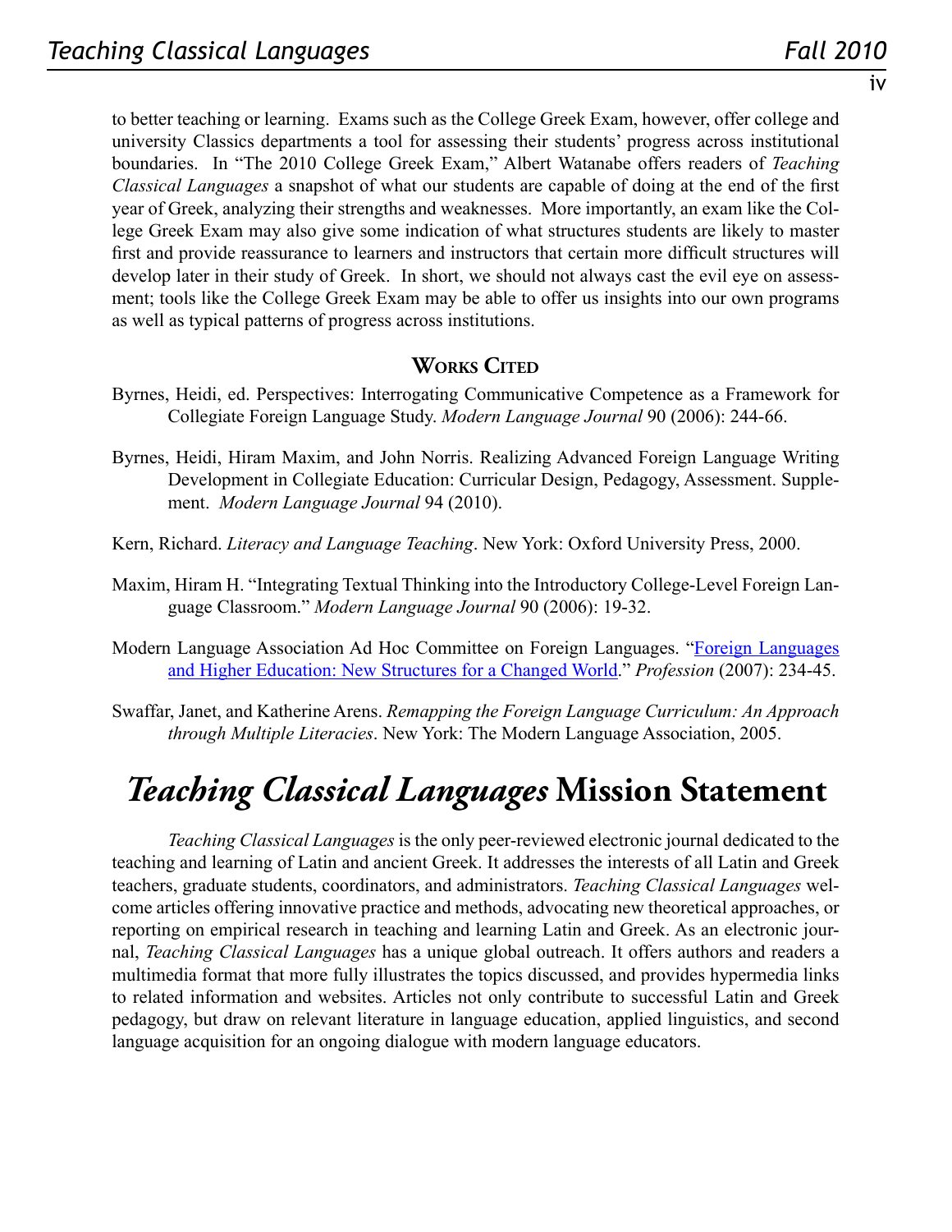to better teaching or learning. Exams such as the College Greek Exam, however, offer college and university Classics departments a tool for assessing their students' progress across institutional boundaries. In "The 2010 College Greek Exam," Albert Watanabe offers readers of *Teaching Classical Languages* a snapshot of what our students are capable of doing at the end of the first year of Greek, analyzing their strengths and weaknesses. More importantly, an exam like the College Greek Exam may also give some indication of what structures students are likely to master first and provide reassurance to learners and instructors that certain more difficult structures will develop later in their study of Greek. In short, we should not always cast the evil eye on assessment; tools like the College Greek Exam may be able to offer us insights into our own programs as well as typical patterns of progress across institutions.

## Works Cited

Byrnes, Heidi, ed. Perspectives: Interrogating Communicative Competence as a Framework for Collegiate Foreign Language Study. *Modern Language Journal* 90 (2006): 244-66.

Byrnes, Heidi, Hiram Maxim, and John Norris. Realizing Advanced Foreign Language Writing Development in Collegiate Education: Curricular Design, Pedagogy, Assessment. Supplement. *Modern Language Journal* 94 (2010).

Kern, Richard. *Literacy and Language Teaching*. New York: Oxford University Press, 2000.

Maxim, Hiram H. "Integrating Textual Thinking into the Introductory College-Level Foreign Language Classroom." *Modern Language Journal* 90 (2006): 19-32.

Modern Language Association Ad Hoc Committee on Foreign Languages. "Foreign Languages and Higher Education: New Structures for a Changed World." *Profession* (2007): 234-45.

Swaffar, Janet, and Katherine Arens. *Remapping the Foreign Language Curriculum: An Approach through Multiple Literacies*. New York: The Modern Language Association, 2005.

# *Teaching Classical Languages* Mission Statement

*Teaching Classical Languages* is the only peer-reviewed electronic journal dedicated to the teaching and learning of Latin and ancient Greek. It addresses the interests of all Latin and Greek teachers, graduate students, coordinators, and administrators. *Teaching Classical Languages* welcome articles offering innovative practice and methods, advocating new theoretical approaches, or reporting on empirical research in teaching and learning Latin and Greek. As an electronic journal, *Teaching Classical Languages* has a unique global outreach. It offers authors and readers a multimedia format that more fully illustrates the topics discussed, and provides hypermedia links to related information and websites. Articles not only contribute to successful Latin and Greek pedagogy, but draw on relevant literature in language education, applied linguistics, and second language acquisition for an ongoing dialogue with modern language educators.